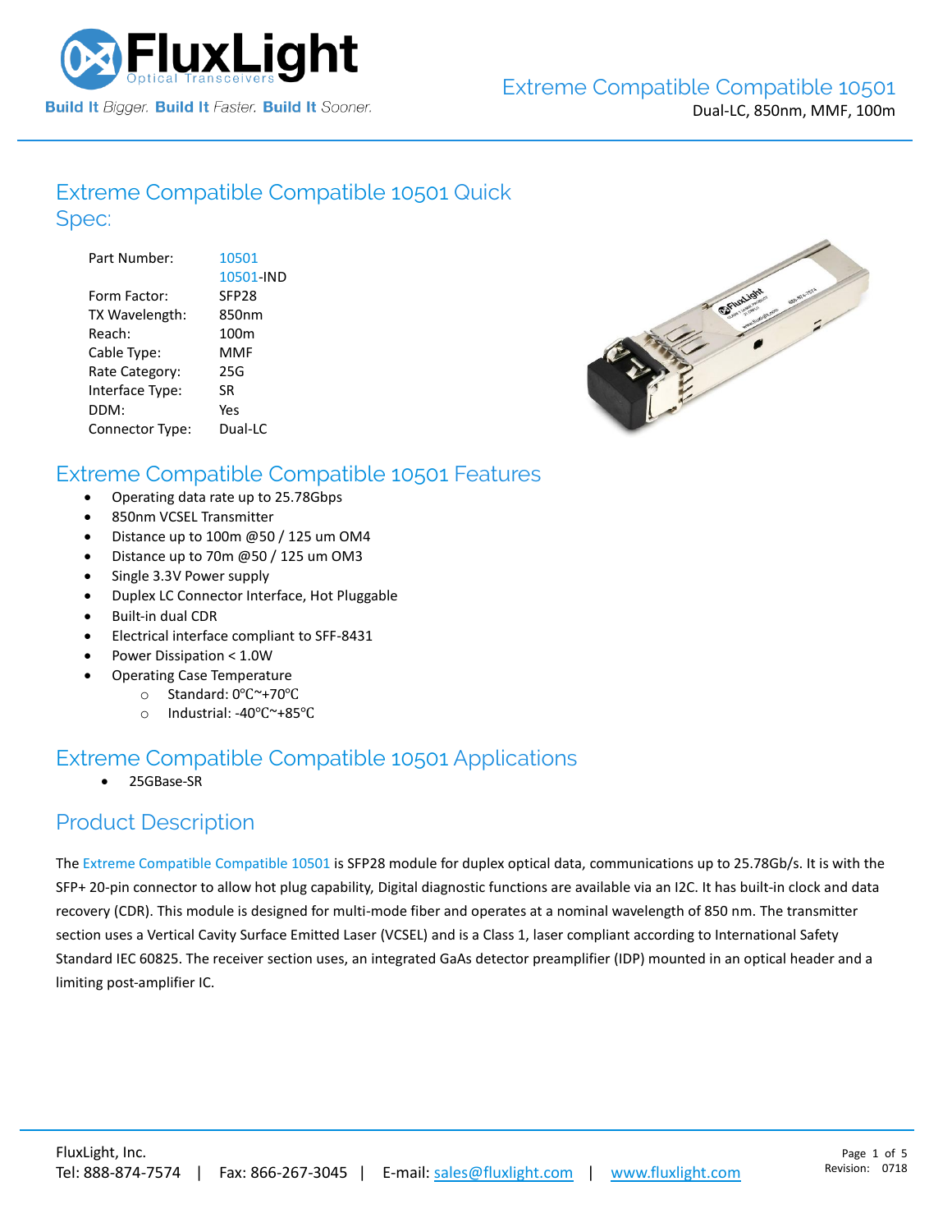# Extreme Compatible Compatible 10501

Dual-LC, 850nm, MMF, 100m

## Extreme Compatible Compatible 10501 Quick Spec:

| | |
|---|---|
| Part Number: | 10501 |
| | 10501-IND |
| Form Factor: | SFP28 |
| TX Wavelength: | 850nm |
| Reach: | 100m |
| Cable Type: | MMF |
| Rate Category: | 25G |
| Interface Type: | SR |
| DDM: | Yes |
| Connector Type: | Dual-LC |

## Extreme Compatible Compatible 10501 Features

- Operating data rate up to 25.78Gbps
- 850nm VCSEL Transmitter
- Distance up to 100m @50 / 125 um OM4
- Distance up to 70m @50 / 125 um OM3
- Single 3.3V Power supply
- Duplex LC Connector Interface, Hot Pluggable
- Built-in dual CDR
- Electrical interface compliant to SFF-8431
- Power Dissipation < 1.0W
- Operating Case Temperature
  - Standard: 0℃~+70℃
  - Industrial: -40℃~+85℃

## Extreme Compatible Compatible 10501 Applications

- 25GBase-SR

## Product Description

The Extreme Compatible Compatible 10501 is SFP28 module for duplex optical data, communications up to 25.78Gb/s. It is with the SFP+ 20-pin connector to allow hot plug capability, Digital diagnostic functions are available via an I2C. It has built-in clock and data recovery (CDR). This module is designed for multi-mode fiber and operates at a nominal wavelength of 850 nm. The transmitter section uses a Vertical Cavity Surface Emitted Laser (VCSEL) and is a Class 1, laser compliant according to International Safety Standard IEC 60825. The receiver section uses, an integrated GaAs detector preamplifier (IDP) mounted in an optical header and a limiting post-amplifier IC.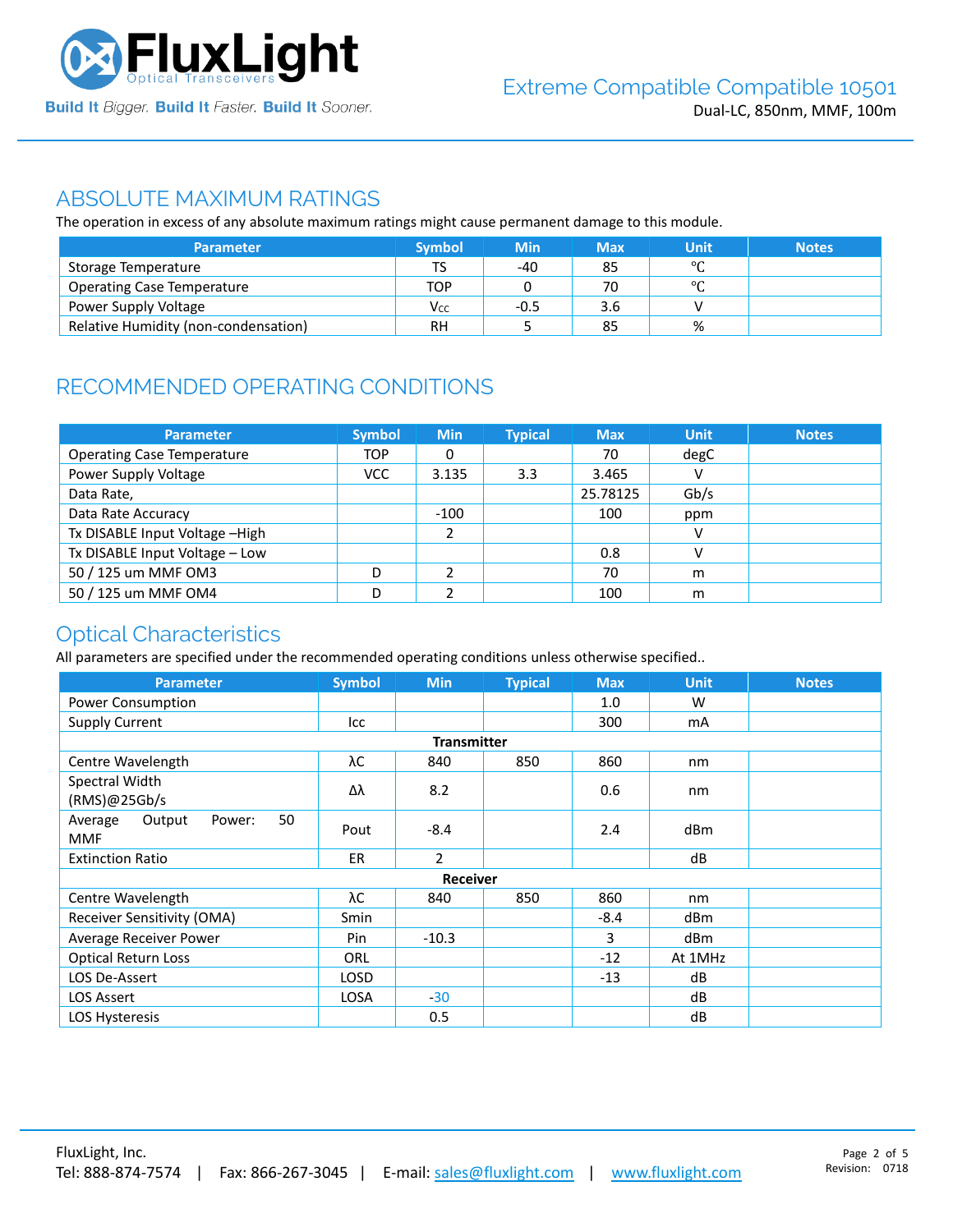## ABSOLUTE MAXIMUM RATINGS

The operation in excess of any absolute maximum ratings might cause permanent damage to this module.

| Parameter | Symbol | Min | Max | Unit | Notes |
|---|---|---|---|---|---|
| Storage Temperature | TS | -40 | 85 | ℃ | |
| Operating Case Temperature | TOP | 0 | 70 | ℃ | |
| Power Supply Voltage | $V_{CC}$ | -0.5 | 3.6 | V | |
| Relative Humidity (non-condensation) | RH | 5 | 85 | % | |

## RECOMMENDED OPERATING CONDITIONS

| Parameter | Symbol | Min | Typical | Max | Unit | Notes |
|---|---|---|---|---|---|---|
| Operating Case Temperature | TOP | 0 | | 70 | degC | |
| Power Supply Voltage | VCC | 3.135 | 3.3 | 3.465 | V | |
| Data Rate, | | | | 25.78125 | Gb/s | |
| Data Rate Accuracy | | -100 | | 100 | ppm | |
| Tx DISABLE Input Voltage –High | | 2 | | | V | |
| Tx DISABLE Input Voltage – Low | | | | 0.8 | V | |
| 50 / 125 um MMF OM3 | D | 2 | | 70 | m | |
| 50 / 125 um MMF OM4 | D | 2 | | 100 | m | |

## Optical Characteristics

All parameters are specified under the recommended operating conditions unless otherwise specified..

| Parameter | Symbol | Min | Typical | Max | Unit | Notes |
|---|---|---|---|---|---|---|
| Power Consumption | | | | 1.0 | W | |
| Supply Current | Icc | | | 300 | mA | |
| **Transmitter** | | | | | | |
| Centre Wavelength | λC | 840 | 850 | 860 | nm | |
| Spectral Width (RMS)@25Gb/s | Δλ | 8.2 | | 0.6 | nm | |
| Average Output Power: 50 MMF | Pout | -8.4 | | 2.4 | dBm | |
| Extinction Ratio | ER | 2 | | | dB | |
| **Receiver** | | | | | | |
| Centre Wavelength | λC | 840 | 850 | 860 | nm | |
| Receiver Sensitivity (OMA) | Smin | | | -8.4 | dBm | |
| Average Receiver Power | Pin | -10.3 | | 3 | dBm | |
| Optical Return Loss | ORL | | | -12 | At 1MHz | |
| LOS De-Assert | LOSD | | | -13 | dB | |
| LOS Assert | LOSA | -30 | | | dB | |
| LOS Hysteresis | | 0.5 | | | dB | |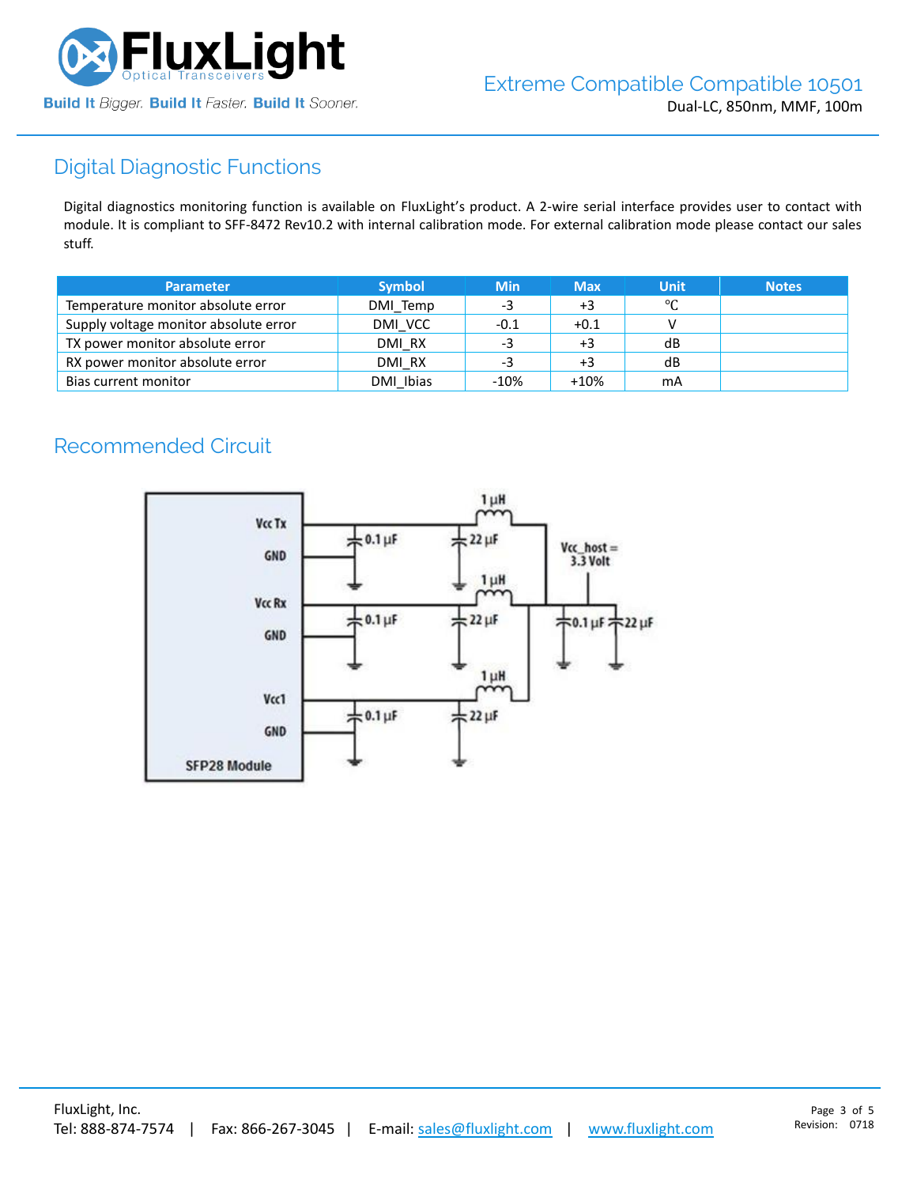## Digital Diagnostic Functions

Digital diagnostics monitoring function is available on FluxLight's product. A 2-wire serial interface provides user to contact with module. It is compliant to SFF-8472 Rev10.2 with internal calibration mode. For external calibration mode please contact our sales stuff.

| Parameter | Symbol | Min | Max | Unit | Notes |
|---|---|---|---|---|---|
| Temperature monitor absolute error | DMI_Temp | -3 | +3 | ℃ | |
| Supply voltage monitor absolute error | DMI_VCC | -0.1 | +0.1 | V | |
| TX power monitor absolute error | DMI_RX | -3 | +3 | dB | |
| RX power monitor absolute error | DMI_RX | -3 | +3 | dB | |
| Bias current monitor | DMI_Ibias | -10% | +10% | mA | |

## Recommended Circuit

Vcc Tx
GND
Vcc Rx
GND
Vcc1
GND
SFP28 Module
1 µH
0.1 µF
22 µF
Vcc_host = 3.3 Volt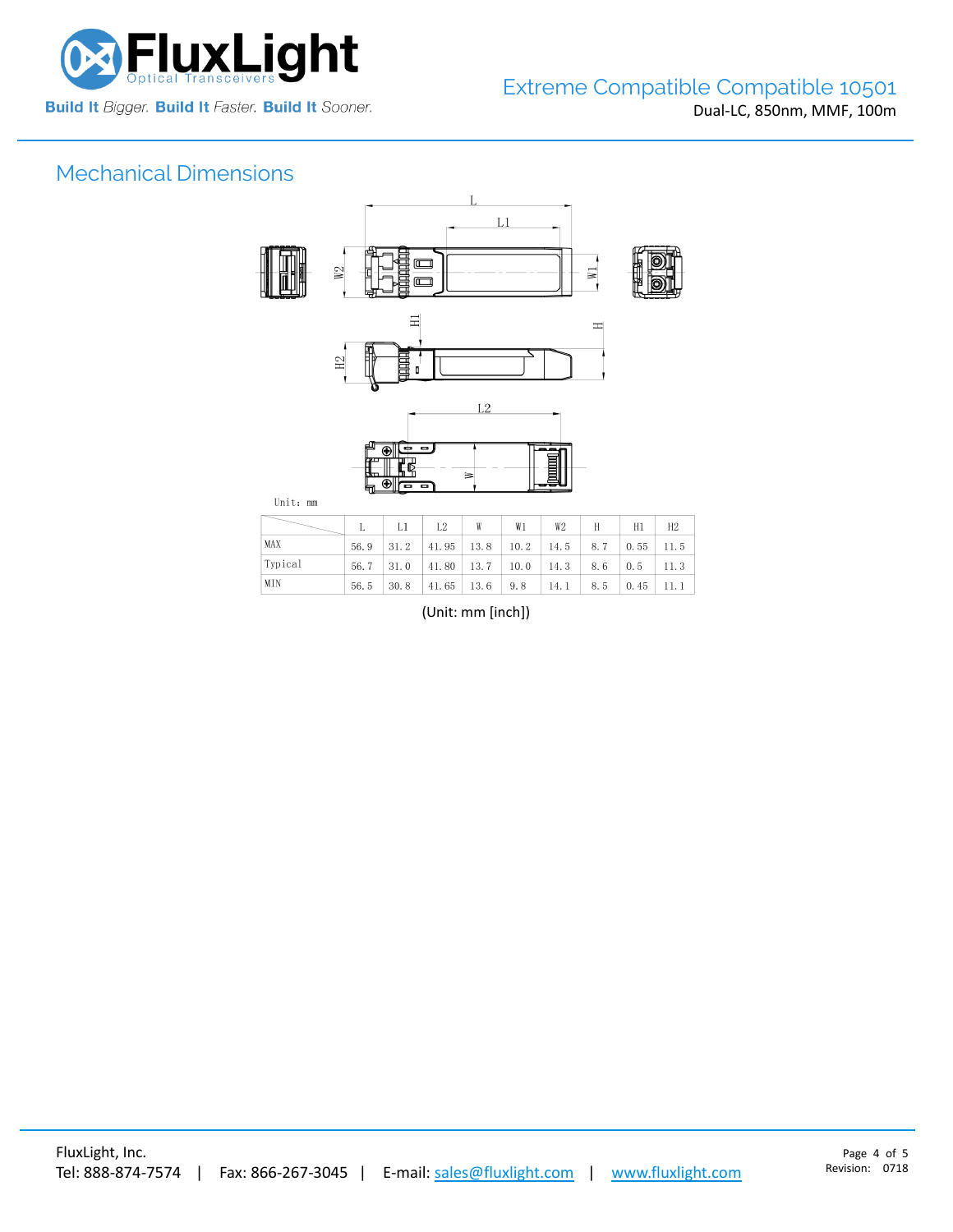## Mechanical Dimensions

Unit: mm

| | L | L1 | L2 | W | W1 | W2 | H | H1 | H2 |
|---|---|---|---|---|---|---|---|---|---|
| MAX | 56.9 | 31.2 | 41.95 | 13.8 | 10.2 | 14.5 | 8.7 | 0.55 | 11.5 |
| Typical | 56.7 | 31.0 | 41.80 | 13.7 | 10.0 | 14.3 | 8.6 | 0.5 | 11.3 |
| MIN | 56.5 | 30.8 | 41.65 | 13.6 | 9.8 | 14.1 | 8.5 | 0.45 | 11.1 |

(Unit: mm [inch])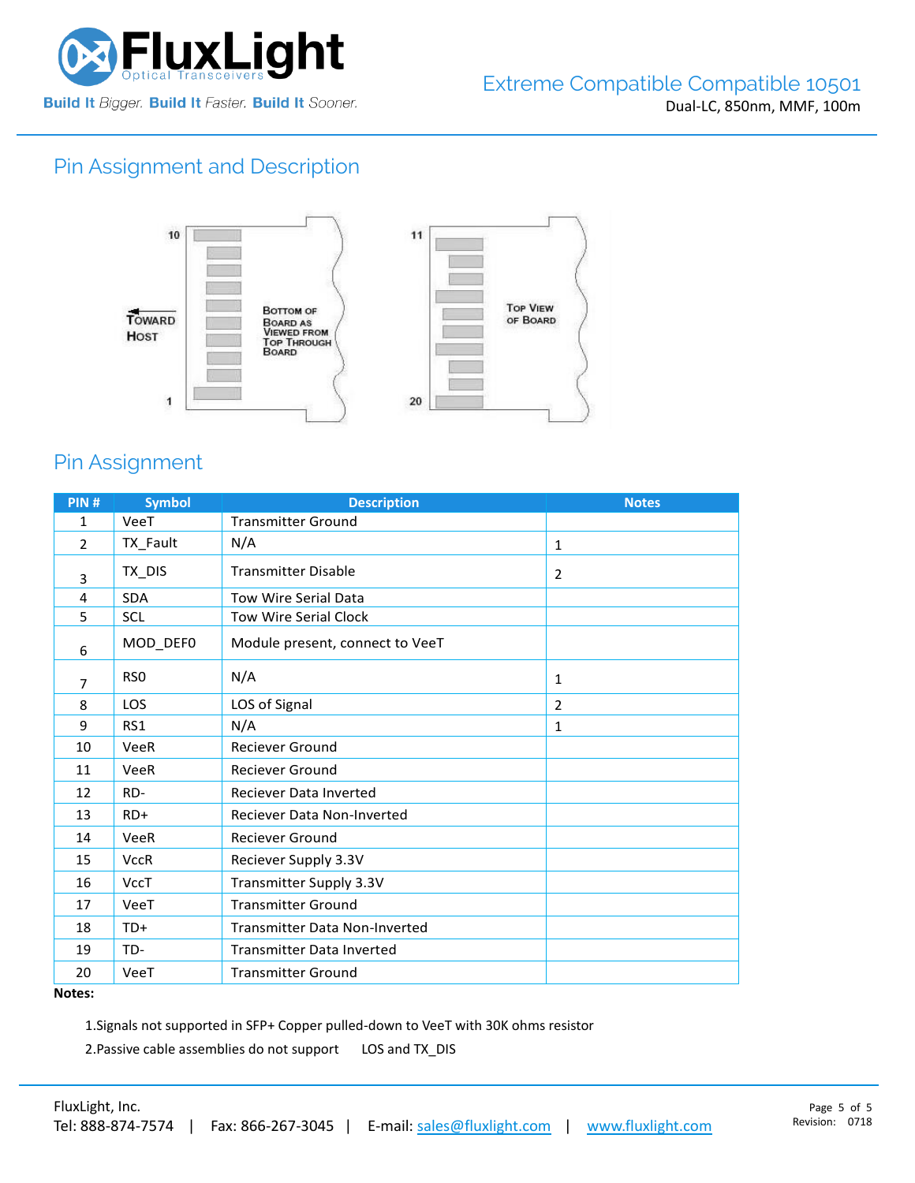## Pin Assignment and Description

10

1

TOWARD HOST

BOTTOM OF BOARD AS VIEWED FROM TOP THROUGH BOARD

11

20

TOP VIEW OF BOARD

## Pin Assignment

| PIN # | Symbol | Description | Notes |
|---|---|---|---|
| 1 | VeeT | Transmitter Ground | |
| 2 | TX_Fault | N/A | 1 |
| 3 | TX_DIS | Transmitter Disable | 2 |
| 4 | SDA | Tow Wire Serial Data | |
| 5 | SCL | Tow Wire Serial Clock | |
| 6 | MOD_DEF0 | Module present, connect to VeeT | |
| 7 | RS0 | N/A | 1 |
| 8 | LOS | LOS of Signal | 2 |
| 9 | RS1 | N/A | 1 |
| 10 | VeeR | Reciever Ground | |
| 11 | VeeR | Reciever Ground | |
| 12 | RD- | Reciever Data Inverted | |
| 13 | RD+ | Reciever Data Non-Inverted | |
| 14 | VeeR | Reciever Ground | |
| 15 | VccR | Reciever Supply 3.3V | |
| 16 | VccT | Transmitter Supply 3.3V | |
| 17 | VeeT | Transmitter Ground | |
| 18 | TD+ | Transmitter Data Non-Inverted | |
| 19 | TD- | Transmitter Data Inverted | |
| 20 | VeeT | Transmitter Ground | |

**Notes:**

1.Signals not supported in SFP+ Copper pulled-down to VeeT with 30K ohms resistor

2.Passive cable assemblies do not support LOS and TX_DIS